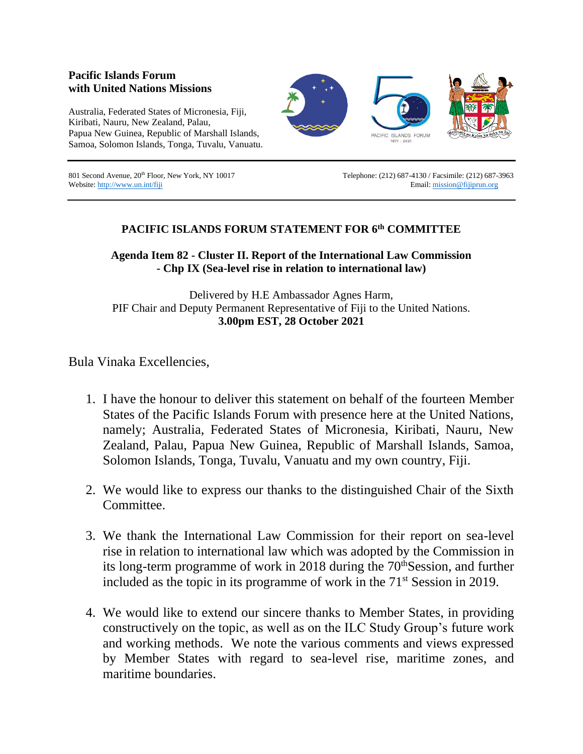**Pacific Islands Forum**
**with United Nations Missions**

Australia, Federated States of Micronesia, Fiji, Kiribati, Nauru, New Zealand, Palau, Papua New Guinea, Republic of Marshall Islands, Samoa, Solomon Islands, Tonga, Tuvalu, Vanuatu.

801 Second Avenue, 20th Floor, New York, NY 10017
Website: http://www.un.int/fiji

Telephone: (212) 687-4130 / Facsimile: (212) 687-3963
Email: mission@fijiprun.org

## PACIFIC ISLANDS FORUM STATEMENT FOR 6th COMMITTEE

**Agenda Item 82 - Cluster II. Report of the International Law Commission - Chp IX (Sea-level rise in relation to international law)**

Delivered by H.E Ambassador Agnes Harm,
PIF Chair and Deputy Permanent Representative of Fiji to the United Nations.
**3.00pm EST, 28 October 2021**

Bula Vinaka Excellencies,

1. I have the honour to deliver this statement on behalf of the fourteen Member States of the Pacific Islands Forum with presence here at the United Nations, namely; Australia, Federated States of Micronesia, Kiribati, Nauru, New Zealand, Palau, Papua New Guinea, Republic of Marshall Islands, Samoa, Solomon Islands, Tonga, Tuvalu, Vanuatu and my own country, Fiji.

2. We would like to express our thanks to the distinguished Chair of the Sixth Committee.

3. We thank the International Law Commission for their report on sea-level rise in relation to international law which was adopted by the Commission in its long-term programme of work in 2018 during the 70th Session, and further included as the topic in its programme of work in the 71st Session in 2019.

4. We would like to extend our sincere thanks to Member States, in providing constructively on the topic, as well as on the ILC Study Group's future work and working methods. We note the various comments and views expressed by Member States with regard to sea-level rise, maritime zones, and maritime boundaries.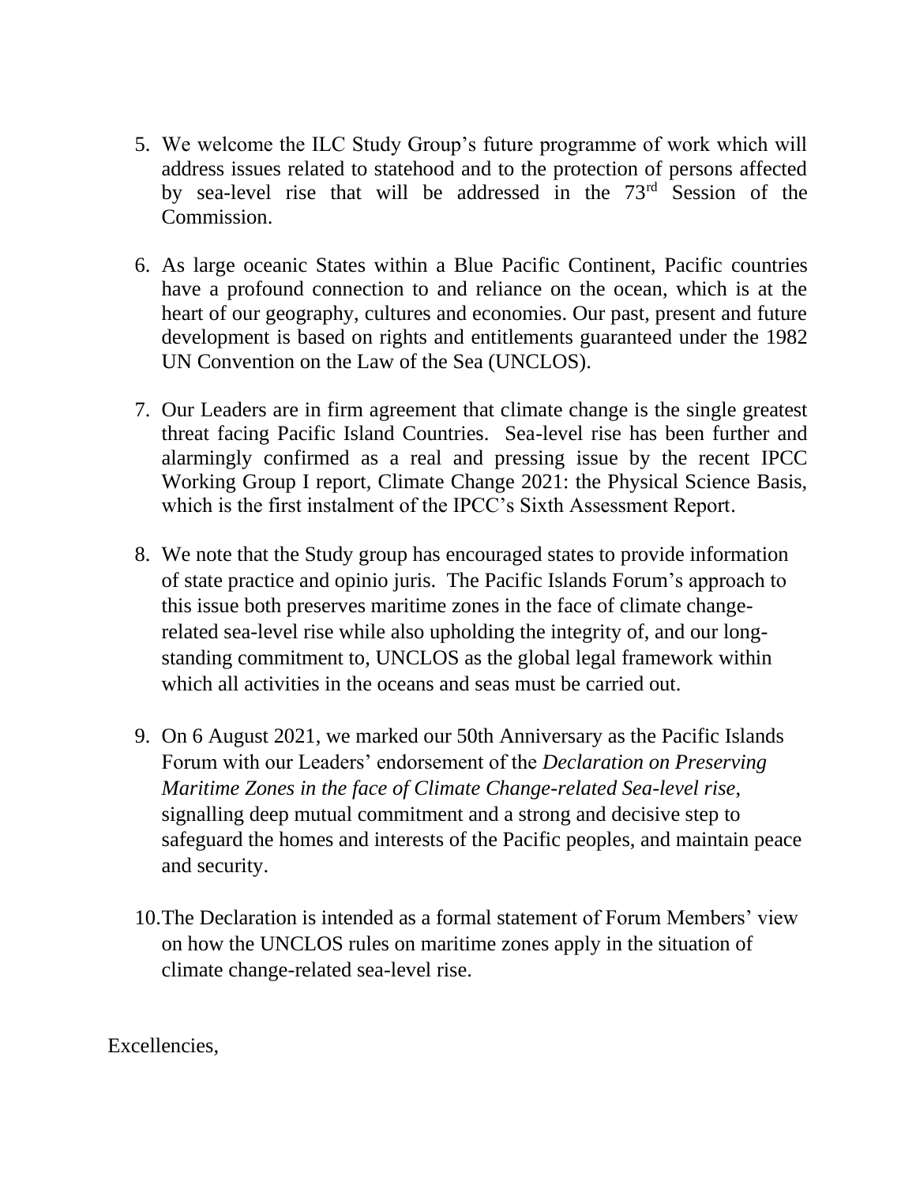5. We welcome the ILC Study Group's future programme of work which will address issues related to statehood and to the protection of persons affected by sea-level rise that will be addressed in the 73rd Session of the Commission.

6. As large oceanic States within a Blue Pacific Continent, Pacific countries have a profound connection to and reliance on the ocean, which is at the heart of our geography, cultures and economies. Our past, present and future development is based on rights and entitlements guaranteed under the 1982 UN Convention on the Law of the Sea (UNCLOS).

7. Our Leaders are in firm agreement that climate change is the single greatest threat facing Pacific Island Countries. Sea-level rise has been further and alarmingly confirmed as a real and pressing issue by the recent IPCC Working Group I report, Climate Change 2021: the Physical Science Basis, which is the first instalment of the IPCC's Sixth Assessment Report.

8. We note that the Study group has encouraged states to provide information of state practice and opinio juris. The Pacific Islands Forum's approach to this issue both preserves maritime zones in the face of climate change-related sea-level rise while also upholding the integrity of, and our long-standing commitment to, UNCLOS as the global legal framework within which all activities in the oceans and seas must be carried out.

9. On 6 August 2021, we marked our 50th Anniversary as the Pacific Islands Forum with our Leaders' endorsement of the *Declaration on Preserving Maritime Zones in the face of Climate Change-related Sea-level rise*, signalling deep mutual commitment and a strong and decisive step to safeguard the homes and interests of the Pacific peoples, and maintain peace and security.

10. The Declaration is intended as a formal statement of Forum Members' view on how the UNCLOS rules on maritime zones apply in the situation of climate change-related sea-level rise.

Excellencies,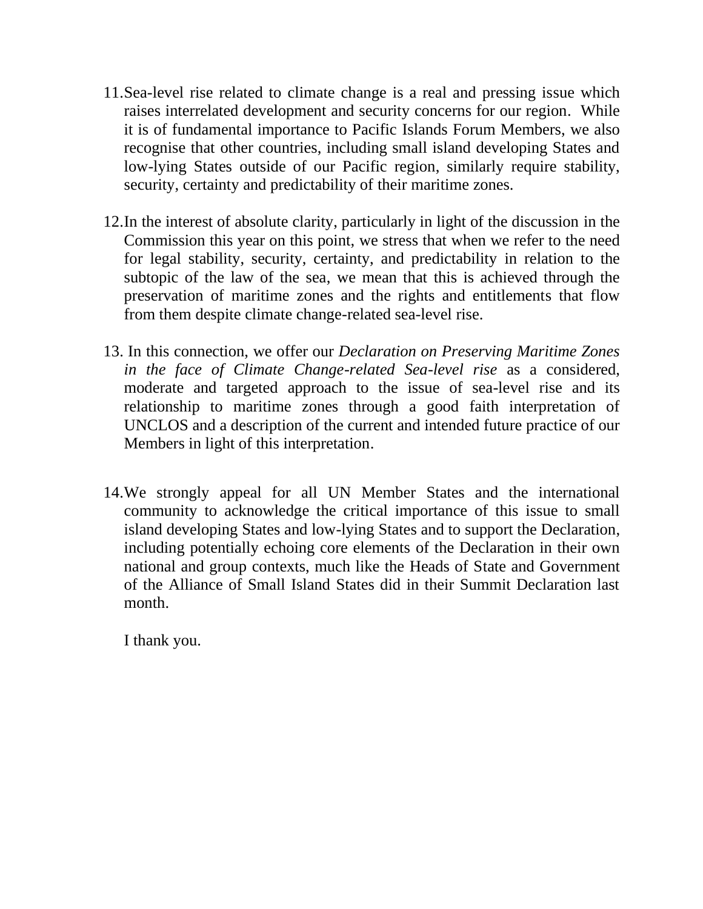11. Sea-level rise related to climate change is a real and pressing issue which raises interrelated development and security concerns for our region. While it is of fundamental importance to Pacific Islands Forum Members, we also recognise that other countries, including small island developing States and low-lying States outside of our Pacific region, similarly require stability, security, certainty and predictability of their maritime zones.

12. In the interest of absolute clarity, particularly in light of the discussion in the Commission this year on this point, we stress that when we refer to the need for legal stability, security, certainty, and predictability in relation to the subtopic of the law of the sea, we mean that this is achieved through the preservation of maritime zones and the rights and entitlements that flow from them despite climate change-related sea-level rise.

13. In this connection, we offer our *Declaration on Preserving Maritime Zones in the face of Climate Change-related Sea-level rise* as a considered, moderate and targeted approach to the issue of sea-level rise and its relationship to maritime zones through a good faith interpretation of UNCLOS and a description of the current and intended future practice of our Members in light of this interpretation.

14. We strongly appeal for all UN Member States and the international community to acknowledge the critical importance of this issue to small island developing States and low-lying States and to support the Declaration, including potentially echoing core elements of the Declaration in their own national and group contexts, much like the Heads of State and Government of the Alliance of Small Island States did in their Summit Declaration last month.

I thank you.